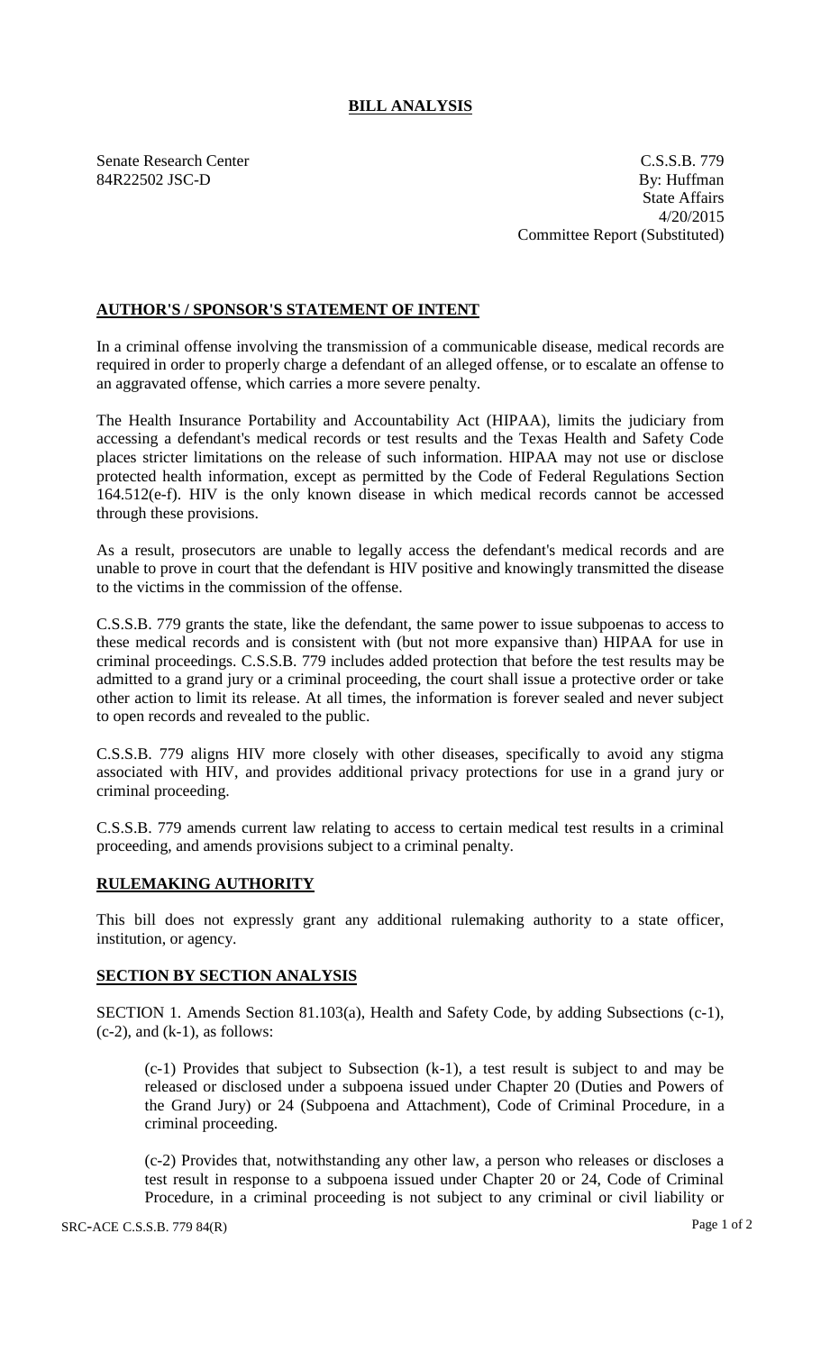# BILL ANALYSIS

Senate Research Center
84R22502 JSC-D

C.S.S.B. 779
By: Huffman
State Affairs
4/20/2015
Committee Report (Substituted)

## AUTHOR'S / SPONSOR'S STATEMENT OF INTENT

In a criminal offense involving the transmission of a communicable disease, medical records are required in order to properly charge a defendant of an alleged offense, or to escalate an offense to an aggravated offense, which carries a more severe penalty.

The Health Insurance Portability and Accountability Act (HIPAA), limits the judiciary from accessing a defendant's medical records or test results and the Texas Health and Safety Code places stricter limitations on the release of such information. HIPAA may not use or disclose protected health information, except as permitted by the Code of Federal Regulations Section 164.512(e-f). HIV is the only known disease in which medical records cannot be accessed through these provisions.

As a result, prosecutors are unable to legally access the defendant's medical records and are unable to prove in court that the defendant is HIV positive and knowingly transmitted the disease to the victims in the commission of the offense.

C.S.S.B. 779 grants the state, like the defendant, the same power to issue subpoenas to access to these medical records and is consistent with (but not more expansive than) HIPAA for use in criminal proceedings. C.S.S.B. 779 includes added protection that before the test results may be admitted to a grand jury or a criminal proceeding, the court shall issue a protective order or take other action to limit its release. At all times, the information is forever sealed and never subject to open records and revealed to the public.

C.S.S.B. 779 aligns HIV more closely with other diseases, specifically to avoid any stigma associated with HIV, and provides additional privacy protections for use in a grand jury or criminal proceeding.

C.S.S.B. 779 amends current law relating to access to certain medical test results in a criminal proceeding, and amends provisions subject to a criminal penalty.

## RULEMAKING AUTHORITY

This bill does not expressly grant any additional rulemaking authority to a state officer, institution, or agency.

## SECTION BY SECTION ANALYSIS

SECTION 1. Amends Section 81.103(a), Health and Safety Code, by adding Subsections (c-1), (c-2), and (k-1), as follows:

(c-1) Provides that subject to Subsection (k-1), a test result is subject to and may be released or disclosed under a subpoena issued under Chapter 20 (Duties and Powers of the Grand Jury) or 24 (Subpoena and Attachment), Code of Criminal Procedure, in a criminal proceeding.

(c-2) Provides that, notwithstanding any other law, a person who releases or discloses a test result in response to a subpoena issued under Chapter 20 or 24, Code of Criminal Procedure, in a criminal proceeding is not subject to any criminal or civil liability or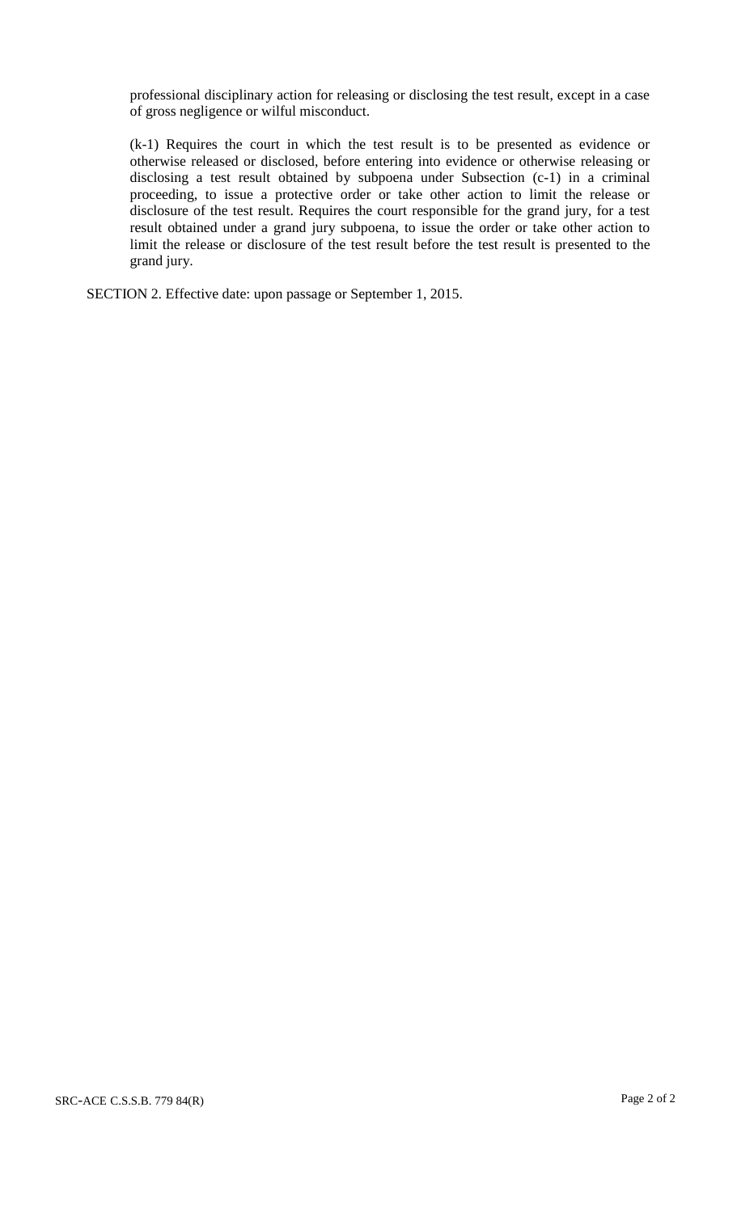professional disciplinary action for releasing or disclosing the test result, except in a case of gross negligence or wilful misconduct.

(k-1) Requires the court in which the test result is to be presented as evidence or otherwise released or disclosed, before entering into evidence or otherwise releasing or disclosing a test result obtained by subpoena under Subsection (c-1) in a criminal proceeding, to issue a protective order or take other action to limit the release or disclosure of the test result. Requires the court responsible for the grand jury, for a test result obtained under a grand jury subpoena, to issue the order or take other action to limit the release or disclosure of the test result before the test result is presented to the grand jury.

SECTION 2. Effective date: upon passage or September 1, 2015.